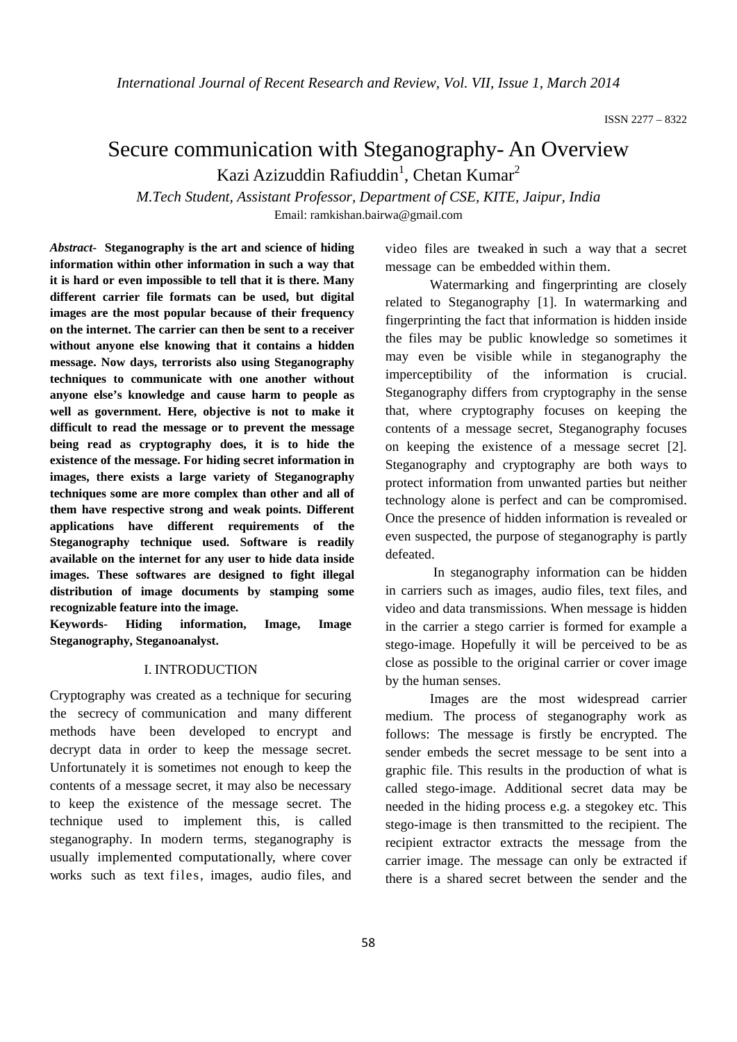# Secure communication with Steganography- An Overview

Kazi Azizuddin Rafiuddin[1], Chetan Kumar[2]

*M.Tech Student, Assistant Professor, Department of CSE, KITE, Jaipur, India*

Email: ramkishan.bairwa@gmail.com

***Abstract-*** **Steganography is the art and science of hiding information within other information in such a way that it is hard or even impossible to tell that it is there. Many different carrier file formats can be used, but digital images are the most popular because of their frequency on the internet. The carrier can then be sent to a receiver without anyone else knowing that it contains a hidden message. Now days, terrorists also using Steganography techniques to communicate with one another without anyone else's knowledge and cause harm to people as well as government. Here, objective is not to make it difficult to read the message or to prevent the message being read as cryptography does, it is to hide the existence of the message. For hiding secret information in images, there exists a large variety of Steganography techniques some are more complex than other and all of them have respective strong and weak points. Different applications have different requirements of the Steganography technique used. Software is readily available on the internet for any user to hide data inside images. These softwares are designed to fight illegal distribution of image documents by stamping some recognizable feature into the image.**

**Keywords- Hiding information, Image, Image Steganography, Steganoanalyst.**

## I. INTRODUCTION

Cryptography was created as a technique for securing the secrecy of communication and many different methods have been developed to encrypt and decrypt data in order to keep the message secret. Unfortunately it is sometimes not enough to keep the contents of a message secret, it may also be necessary to keep the existence of the message secret. The technique used to implement this, is called steganography. In modern terms, steganography is usually implemented computationally, where cover works such as text files, images, audio files, and video files are tweaked in such a way that a secret message can be embedded within them.

Watermarking and fingerprinting are closely related to Steganography [1]. In watermarking and fingerprinting the fact that information is hidden inside the files may be public knowledge so sometimes it may even be visible while in steganography the imperceptibility of the information is crucial. Steganography differs from cryptography in the sense that, where cryptography focuses on keeping the contents of a message secret, Steganography focuses on keeping the existence of a message secret [2]. Steganography and cryptography are both ways to protect information from unwanted parties but neither technology alone is perfect and can be compromised. Once the presence of hidden information is revealed or even suspected, the purpose of steganography is partly defeated.

In steganography information can be hidden in carriers such as images, audio files, text files, and video and data transmissions. When message is hidden in the carrier a stego carrier is formed for example a stego-image. Hopefully it will be perceived to be as close as possible to the original carrier or cover image by the human senses.

Images are the most widespread carrier medium. The process of steganography work as follows: The message is firstly be encrypted. The sender embeds the secret message to be sent into a graphic file. This results in the production of what is called stego-image. Additional secret data may be needed in the hiding process e.g. a stegokey etc. This stego-image is then transmitted to the recipient. The recipient extractor extracts the message from the carrier image. The message can only be extracted if there is a shared secret between the sender and the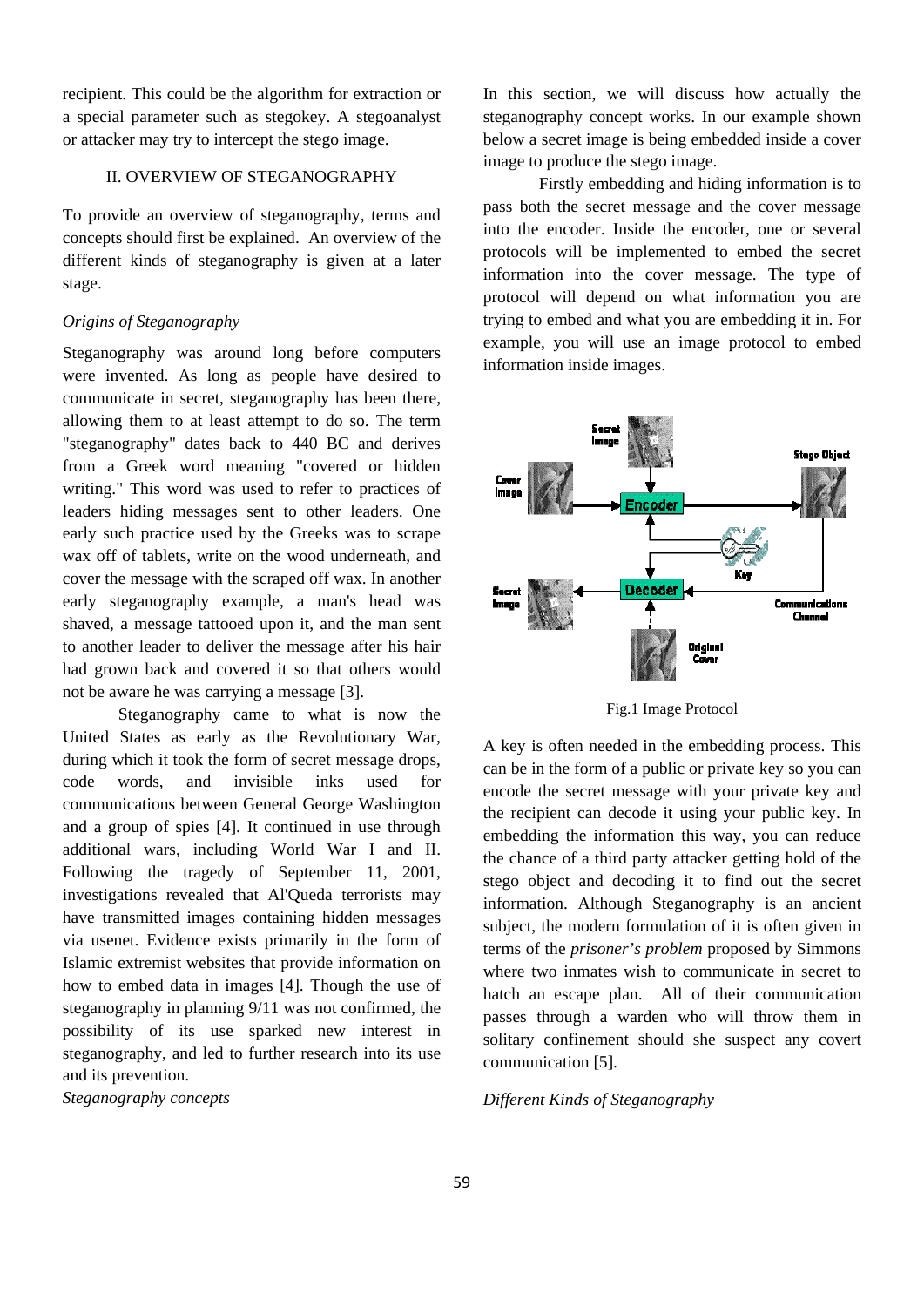recipient. This could be the algorithm for extraction or a special parameter such as stegokey. A stegoanalyst or attacker may try to intercept the stego image.

## II. OVERVIEW OF STEGANOGRAPHY

To provide an overview of steganography, terms and concepts should first be explained. An overview of the different kinds of steganography is given at a later stage.

### *Origins of Steganography*

Steganography was around long before computers were invented. As long as people have desired to communicate in secret, steganography has been there, allowing them to at least attempt to do so. The term "steganography" dates back to 440 BC and derives from a Greek word meaning "covered or hidden writing." This word was used to refer to practices of leaders hiding messages sent to other leaders. One early such practice used by the Greeks was to scrape wax off of tablets, write on the wood underneath, and cover the message with the scraped off wax. In another early steganography example, a man's head was shaved, a message tattooed upon it, and the man sent to another leader to deliver the message after his hair had grown back and covered it so that others would not be aware he was carrying a message [3].

Steganography came to what is now the United States as early as the Revolutionary War, during which it took the form of secret message drops, code words, and invisible inks used for communications between General George Washington and a group of spies [4]. It continued in use through additional wars, including World War I and II. Following the tragedy of September 11, 2001, investigations revealed that Al'Queda terrorists may have transmitted images containing hidden messages via usenet. Evidence exists primarily in the form of Islamic extremist websites that provide information on how to embed data in images [4]. Though the use of steganography in planning 9/11 was not confirmed, the possibility of its use sparked new interest in steganography, and led to further research into its use and its prevention.

### *Steganography concepts*

In this section, we will discuss how actually the steganography concept works. In our example shown below a secret image is being embedded inside a cover image to produce the stego image.

Firstly embedding and hiding information is to pass both the secret message and the cover message into the encoder. Inside the encoder, one or several protocols will be implemented to embed the secret information into the cover message. The type of protocol will depend on what information you are trying to embed and what you are embedding it in. For example, you will use an image protocol to embed information inside images.

Fig.1 Image Protocol

A key is often needed in the embedding process. This can be in the form of a public or private key so you can encode the secret message with your private key and the recipient can decode it using your public key. In embedding the information this way, you can reduce the chance of a third party attacker getting hold of the stego object and decoding it to find out the secret information. Although Steganography is an ancient subject, the modern formulation of it is often given in terms of the *prisoner's problem* proposed by Simmons where two inmates wish to communicate in secret to hatch an escape plan. All of their communication passes through a warden who will throw them in solitary confinement should she suspect any covert communication [5].

### *Different Kinds of Steganography*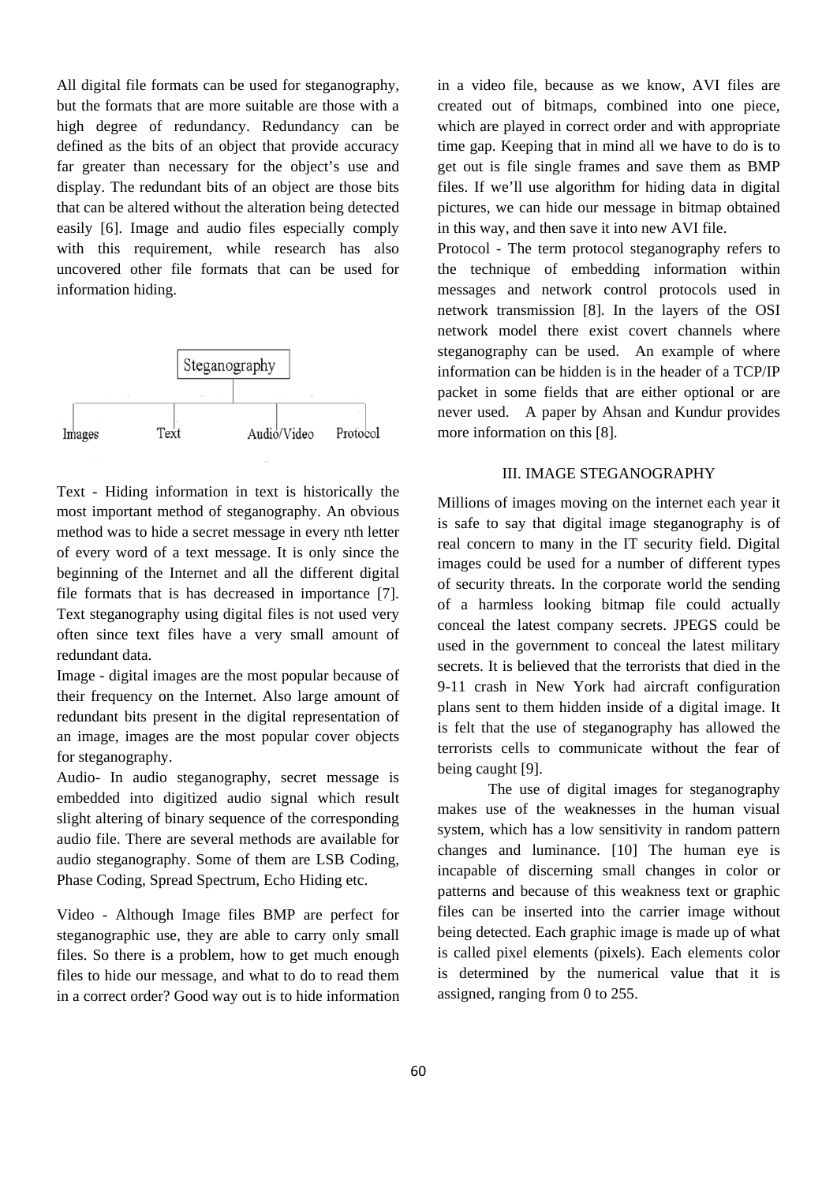All digital file formats can be used for steganography, but the formats that are more suitable are those with a high degree of redundancy. Redundancy can be defined as the bits of an object that provide accuracy far greater than necessary for the object's use and display. The redundant bits of an object are those bits that can be altered without the alteration being detected easily [6]. Image and audio files especially comply with this requirement, while research has also uncovered other file formats that can be used for information hiding.

Steganography

Images | Text | Audio/Video | Protocol

Text - Hiding information in text is historically the most important method of steganography. An obvious method was to hide a secret message in every nth letter of every word of a text message. It is only since the beginning of the Internet and all the different digital file formats that is has decreased in importance [7]. Text steganography using digital files is not used very often since text files have a very small amount of redundant data.

Image - digital images are the most popular because of their frequency on the Internet. Also large amount of redundant bits present in the digital representation of an image, images are the most popular cover objects for steganography.

Audio- In audio steganography, secret message is embedded into digitized audio signal which result slight altering of binary sequence of the corresponding audio file. There are several methods are available for audio steganography. Some of them are LSB Coding, Phase Coding, Spread Spectrum, Echo Hiding etc.

Video - Although Image files BMP are perfect for steganographic use, they are able to carry only small files. So there is a problem, how to get much enough files to hide our message, and what to do to read them in a correct order? Good way out is to hide information in a video file, because as we know, AVI files are created out of bitmaps, combined into one piece, which are played in correct order and with appropriate time gap. Keeping that in mind all we have to do is to get out is file single frames and save them as BMP files. If we'll use algorithm for hiding data in digital pictures, we can hide our message in bitmap obtained in this way, and then save it into new AVI file.

Protocol - The term protocol steganography refers to the technique of embedding information within messages and network control protocols used in network transmission [8]. In the layers of the OSI network model there exist covert channels where steganography can be used. An example of where information can be hidden is in the header of a TCP/IP packet in some fields that are either optional or are never used. A paper by Ahsan and Kundur provides more information on this [8].

## III. IMAGE STEGANOGRAPHY

Millions of images moving on the internet each year it is safe to say that digital image steganography is of real concern to many in the IT security field. Digital images could be used for a number of different types of security threats. In the corporate world the sending of a harmless looking bitmap file could actually conceal the latest company secrets. JPEGS could be used in the government to conceal the latest military secrets. It is believed that the terrorists that died in the 9-11 crash in New York had aircraft configuration plans sent to them hidden inside of a digital image. It is felt that the use of steganography has allowed the terrorists cells to communicate without the fear of being caught [9].

The use of digital images for steganography makes use of the weaknesses in the human visual system, which has a low sensitivity in random pattern changes and luminance. [10] The human eye is incapable of discerning small changes in color or patterns and because of this weakness text or graphic files can be inserted into the carrier image without being detected. Each graphic image is made up of what is called pixel elements (pixels). Each elements color is determined by the numerical value that it is assigned, ranging from 0 to 255.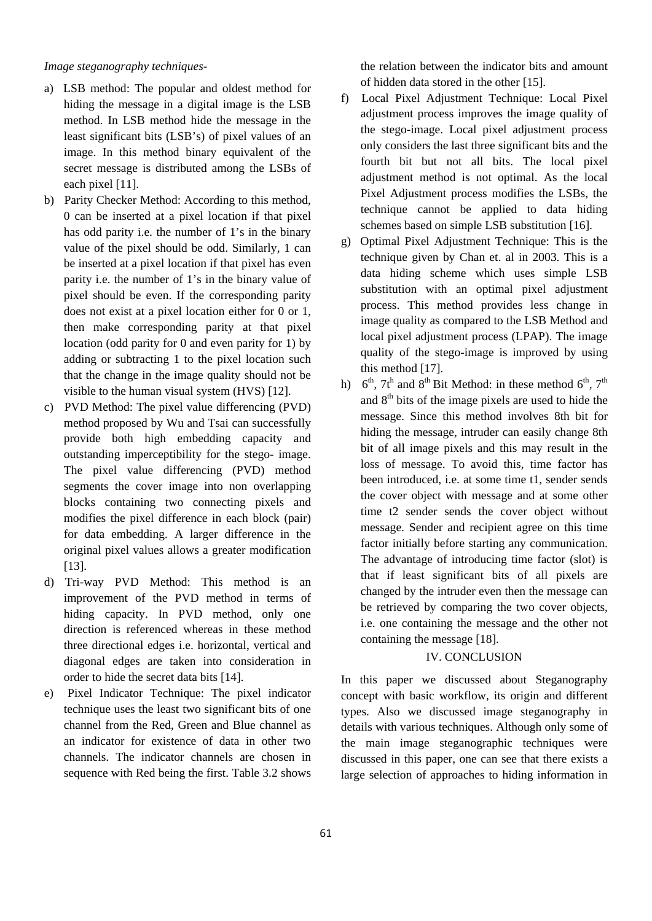*Image steganography techniques-*

a) LSB method: The popular and oldest method for hiding the message in a digital image is the LSB method. In LSB method hide the message in the least significant bits (LSB's) of pixel values of an image. In this method binary equivalent of the secret message is distributed among the LSBs of each pixel [11].

b) Parity Checker Method: According to this method, 0 can be inserted at a pixel location if that pixel has odd parity i.e. the number of 1's in the binary value of the pixel should be odd. Similarly, 1 can be inserted at a pixel location if that pixel has even parity i.e. the number of 1's in the binary value of pixel should be even. If the corresponding parity does not exist at a pixel location either for 0 or 1, then make corresponding parity at that pixel location (odd parity for 0 and even parity for 1) by adding or subtracting 1 to the pixel location such that the change in the image quality should not be visible to the human visual system (HVS) [12].

c) PVD Method: The pixel value differencing (PVD) method proposed by Wu and Tsai can successfully provide both high embedding capacity and outstanding imperceptibility for the stego- image. The pixel value differencing (PVD) method segments the cover image into non overlapping blocks containing two connecting pixels and modifies the pixel difference in each block (pair) for data embedding. A larger difference in the original pixel values allows a greater modification [13].

d) Tri-way PVD Method: This method is an improvement of the PVD method in terms of hiding capacity. In PVD method, only one direction is referenced whereas in these method three directional edges i.e. horizontal, vertical and diagonal edges are taken into consideration in order to hide the secret data bits [14].

e) Pixel Indicator Technique: The pixel indicator technique uses the least two significant bits of one channel from the Red, Green and Blue channel as an indicator for existence of data in other two channels. The indicator channels are chosen in sequence with Red being the first. Table 3.2 shows the relation between the indicator bits and amount of hidden data stored in the other [15].

f) Local Pixel Adjustment Technique: Local Pixel adjustment process improves the image quality of the stego-image. Local pixel adjustment process only considers the last three significant bits and the fourth bit but not all bits. The local pixel adjustment method is not optimal. As the local Pixel Adjustment process modifies the LSBs, the technique cannot be applied to data hiding schemes based on simple LSB substitution [16].

g) Optimal Pixel Adjustment Technique: This is the technique given by Chan et. al in 2003. This is a data hiding scheme which uses simple LSB substitution with an optimal pixel adjustment process. This method provides less change in image quality as compared to the LSB Method and local pixel adjustment process (LPAP). The image quality of the stego-image is improved by using this method [17].

h) 6th, 7th and 8th Bit Method: in these method 6th, 7th and 8th bits of the image pixels are used to hide the message. Since this method involves 8th bit for hiding the message, intruder can easily change 8th bit of all image pixels and this may result in the loss of message. To avoid this, time factor has been introduced, i.e. at some time t1, sender sends the cover object with message and at some other time t2 sender sends the cover object without message. Sender and recipient agree on this time factor initially before starting any communication. The advantage of introducing time factor (slot) is that if least significant bits of all pixels are changed by the intruder even then the message can be retrieved by comparing the two cover objects, i.e. one containing the message and the other not containing the message [18].

## IV. CONCLUSION

In this paper we discussed about Steganography concept with basic workflow, its origin and different types. Also we discussed image steganography in details with various techniques. Although only some of the main image steganographic techniques were discussed in this paper, one can see that there exists a large selection of approaches to hiding information in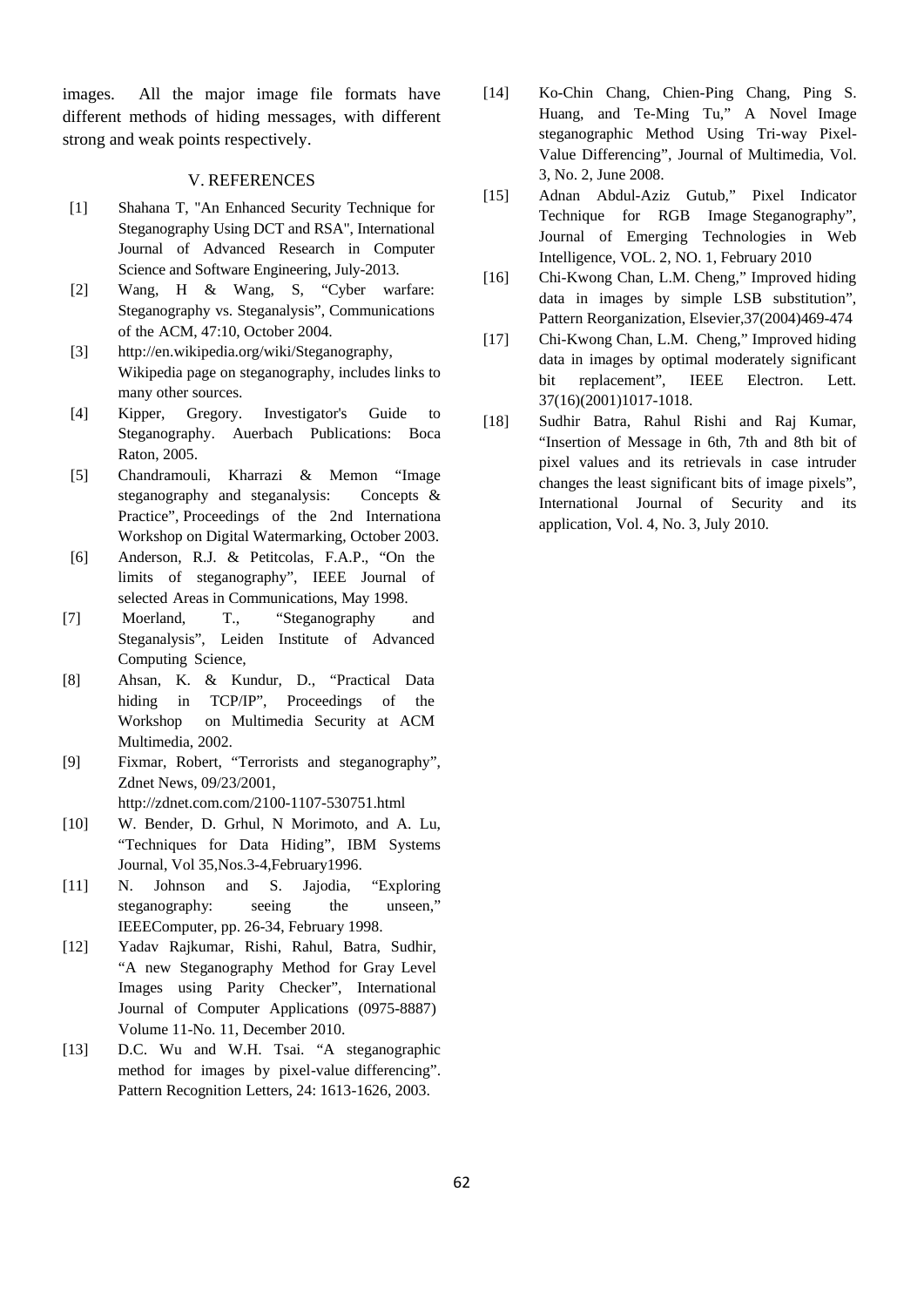images. All the major image file formats have different methods of hiding messages, with different strong and weak points respectively.

## V. REFERENCES

[1] Shahana T, "An Enhanced Security Technique for Steganography Using DCT and RSA", International Journal of Advanced Research in Computer Science and Software Engineering, July-2013.

[2] Wang, H & Wang, S, "Cyber warfare: Steganography vs. Steganalysis", Communications of the ACM, 47:10, October 2004.

[3] http://en.wikipedia.org/wiki/Steganography, Wikipedia page on steganography, includes links to many other sources.

[4] Kipper, Gregory. Investigator's Guide to Steganography. Auerbach Publications: Boca Raton, 2005.

[5] Chandramouli, Kharrazi & Memon "Image steganography and steganalysis: Concepts & Practice", Proceedings of the 2nd Internationa Workshop on Digital Watermarking, October 2003.

[6] Anderson, R.J. & Petitcolas, F.A.P., "On the limits of steganography", IEEE Journal of selected Areas in Communications, May 1998.

[7] Moerland, T., "Steganography and Steganalysis", Leiden Institute of Advanced Computing Science,

[8] Ahsan, K. & Kundur, D., "Practical Data hiding in TCP/IP", Proceedings of the Workshop on Multimedia Security at ACM Multimedia, 2002.

[9] Fixmar, Robert, "Terrorists and steganography", Zdnet News, 09/23/2001, http://zdnet.com.com/2100-1107-530751.html

[10] W. Bender, D. Grhul, N Morimoto, and A. Lu, "Techniques for Data Hiding", IBM Systems Journal, Vol 35,Nos.3-4,February1996.

[11] N. Johnson and S. Jajodia, "Exploring steganography: seeing the unseen," IEEEComputer, pp. 26-34, February 1998.

[12] Yadav Rajkumar, Rishi, Rahul, Batra, Sudhir, "A new Steganography Method for Gray Level Images using Parity Checker", International Journal of Computer Applications (0975-8887) Volume 11-No. 11, December 2010.

[13] D.C. Wu and W.H. Tsai. "A steganographic method for images by pixel-value differencing". Pattern Recognition Letters, 24: 1613-1626, 2003.

[14] Ko-Chin Chang, Chien-Ping Chang, Ping S. Huang, and Te-Ming Tu," A Novel Image steganographic Method Using Tri-way Pixel-Value Differencing", Journal of Multimedia, Vol. 3, No. 2, June 2008.

[15] Adnan Abdul-Aziz Gutub," Pixel Indicator Technique for RGB Image Steganography", Journal of Emerging Technologies in Web Intelligence, VOL. 2, NO. 1, February 2010

[16] Chi-Kwong Chan, L.M. Cheng," Improved hiding data in images by simple LSB substitution", Pattern Reorganization, Elsevier,37(2004)469-474

[17] Chi-Kwong Chan, L.M. Cheng," Improved hiding data in images by optimal moderately significant bit replacement", IEEE Electron. Lett. 37(16)(2001)1017-1018.

[18] Sudhir Batra, Rahul Rishi and Raj Kumar, "Insertion of Message in 6th, 7th and 8th bit of pixel values and its retrievals in case intruder changes the least significant bits of image pixels", International Journal of Security and its application, Vol. 4, No. 3, July 2010.